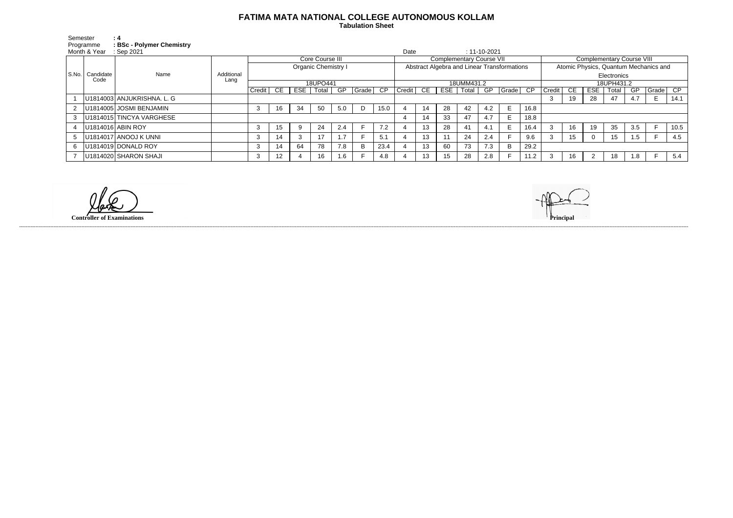# FATIMA MATA NATIONAL COLLEGE AUTONOMOUS KOLLAM

**Tabulation Sheet**

Semester : 4
Programme : BSc - Polymer Chemistry
Month & Year : Sep 2021
Date : 11-10-2021

| S.No. | Candidate Code | Name | Additional Lang | Core Course III | | | | | | | Complementary Course VII | | | | | | | Complementary Course VIII | | | | | | |
|---|---|---|---|---|---|---|---|---|---|---|---|---|---|---|---|---|---|---|---|---|---|---|---|---|
| | | | | Organic Chemistry I | | | | | | | Abstract Algebra and Linear Transformations | | | | | | | Atomic Physics, Quantum Mechanics and Electronics | | | | | | |
| | | | | 18UPO441 | | | | | | | 18UMM431.2 | | | | | | | 18UPH431.2 | | | | | | |
| | | | | Credit | CE | ESE | Total | GP | Grade | CP | Credit | CE | ESE | Total | GP | Grade | CP | Credit | CE | ESE | Total | GP | Grade | CP |
| 1 | U1814003 | ANJUKRISHNA. L. G | | | | | | | | | | | | | | | | 3 | 19 | 28 | 47 | 4.7 | E | 14.1 |
| 2 | U1814005 | JOSMI BENJAMIN | | 3 | 16 | 34 | 50 | 5.0 | D | 15.0 | 4 | 14 | 28 | 42 | 4.2 | E | 16.8 | | | | | | | |
| 3 | U1814015 | TINCYA VARGHESE | | | | | | | | | 4 | 14 | 33 | 47 | 4.7 | E | 18.8 | | | | | | | |
| 4 | U1814016 | ABIN ROY | | 3 | 15 | 9 | 24 | 2.4 | F | 7.2 | 4 | 13 | 28 | 41 | 4.1 | E | 16.4 | 3 | 16 | 19 | 35 | 3.5 | F | 10.5 |
| 5 | U1814017 | ANOOJ K UNNI | | 3 | 14 | 3 | 17 | 1.7 | F | 5.1 | 4 | 13 | 11 | 24 | 2.4 | F | 9.6 | 3 | 15 | 0 | 15 | 1.5 | F | 4.5 |
| 6 | U1814019 | DONALD ROY | | 3 | 14 | 64 | 78 | 7.8 | B | 23.4 | 4 | 13 | 60 | 73 | 7.3 | B | 29.2 | | | | | | | |
| 7 | U1814020 | SHARON SHAJI | | 3 | 12 | 4 | 16 | 1.6 | F | 4.8 | 4 | 13 | 15 | 28 | 2.8 | F | 11.2 | 3 | 16 | 2 | 18 | 1.8 | F | 5.4 |

**Controller of Examinations**

**Principal**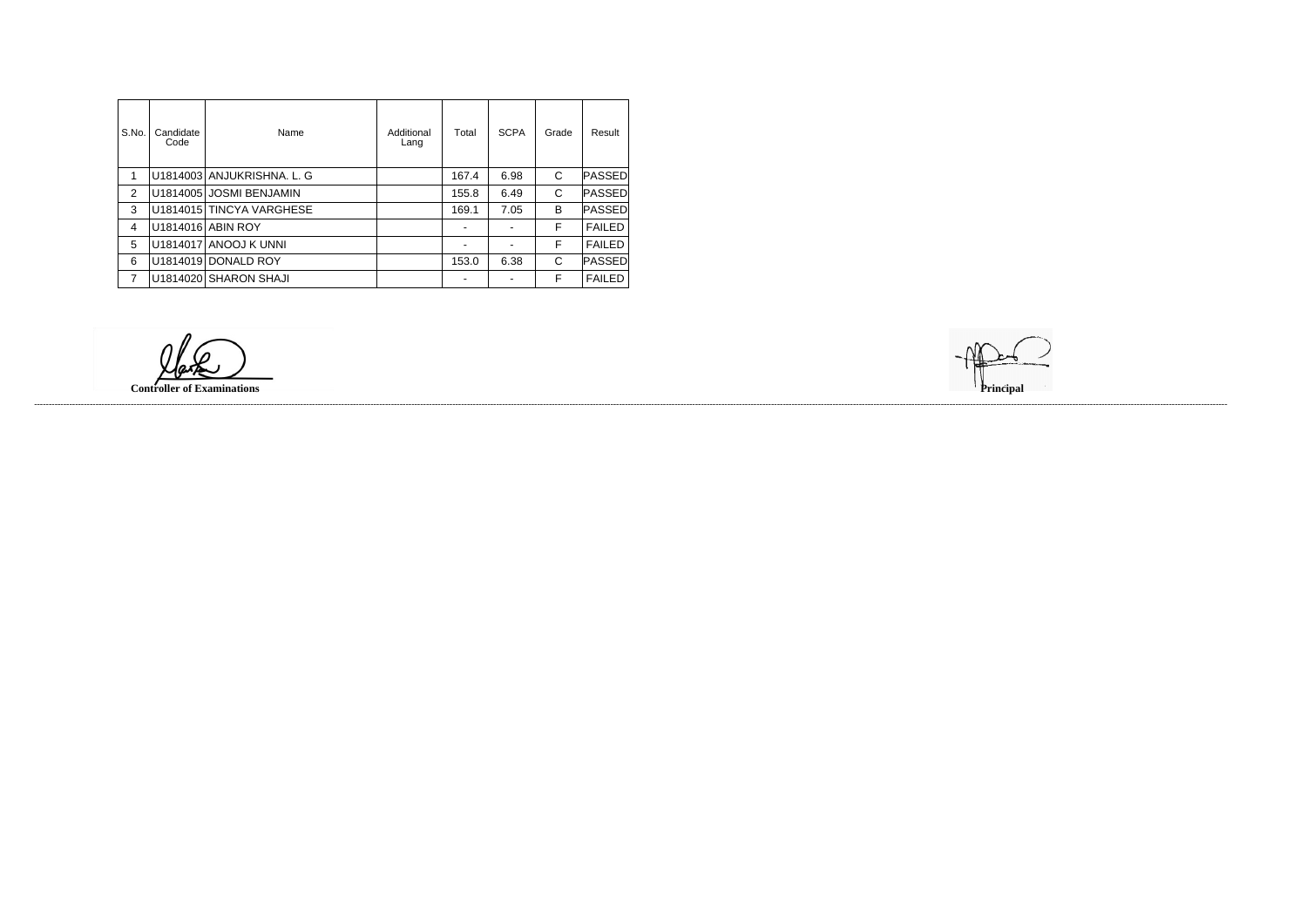| S.No. | Candidate Code | Name | Additional Lang | Total | SCPA | Grade | Result |
|---|---|---|---|---|---|---|---|
| 1 | U1814003 | ANJUKRISHNA. L. G | | 167.4 | 6.98 | C | PASSED |
| 2 | U1814005 | JOSMI BENJAMIN | | 155.8 | 6.49 | C | PASSED |
| 3 | U1814015 | TINCYA VARGHESE | | 169.1 | 7.05 | B | PASSED |
| 4 | U1814016 | ABIN ROY | | - | - | F | FAILED |
| 5 | U1814017 | ANOOJ K UNNI | | - | - | F | FAILED |
| 6 | U1814019 | DONALD ROY | | 153.0 | 6.38 | C | PASSED |
| 7 | U1814020 | SHARON SHAJI | | - | - | F | FAILED |

**Controller of Examinations**

**Principal**